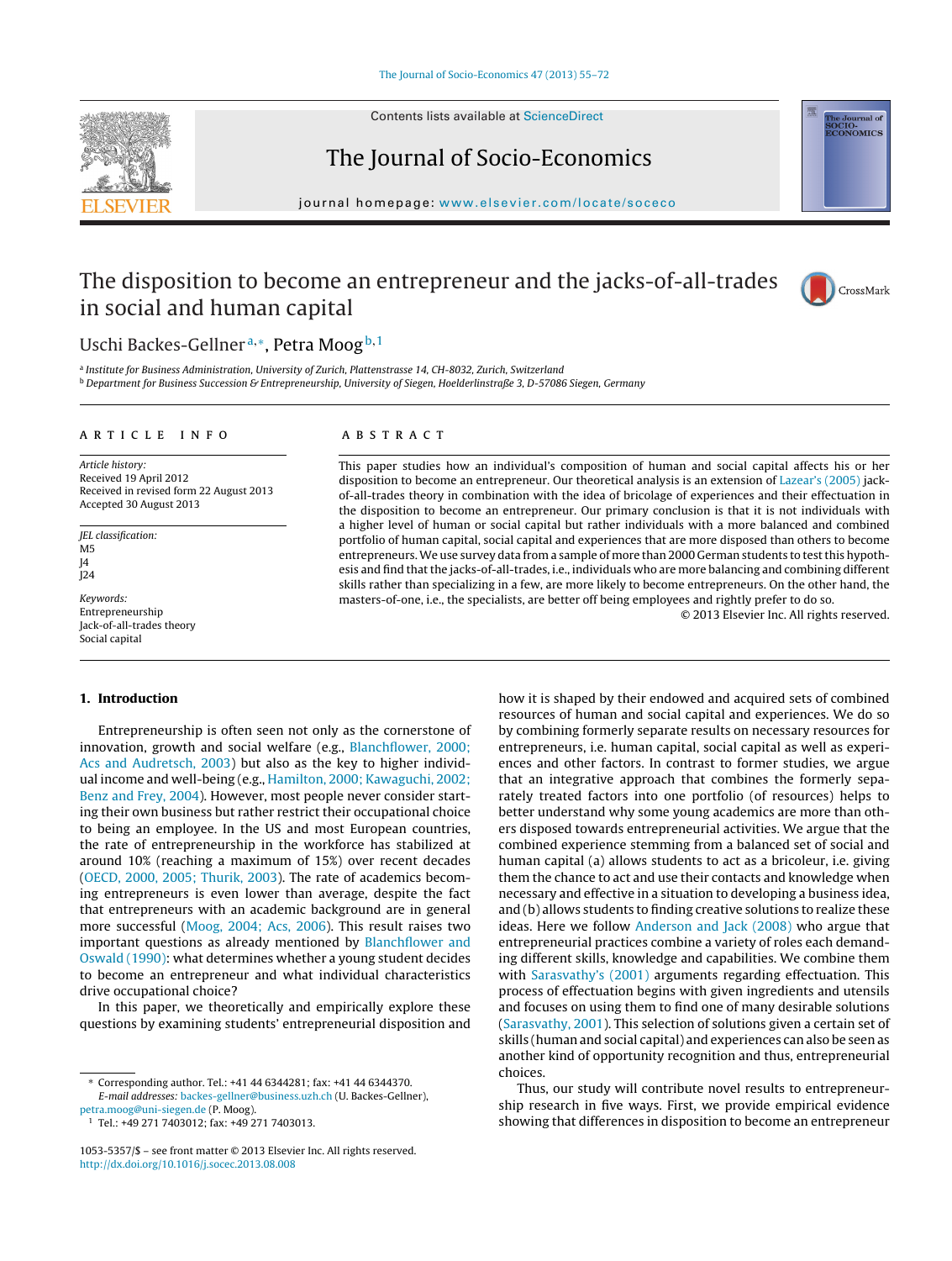# The disposition to become an entrepreneur and the jacks-of-all-trades in social and human capital

Uschi Backes-Gellner[a,*], Petra Moog[b,1]

[a] *Institute for Business Administration, University of Zurich, Plattenstrasse 14, CH-8032, Zurich, Switzerland*
[b] *Department for Business Succession & Entrepreneurship, University of Siegen, Hoelderlinstraße 3, D-57086 Siegen, Germany*

## ARTICLE INFO

*Article history:*
Received 19 April 2012
Received in revised form 22 August 2013
Accepted 30 August 2013

*JEL classification:*
M5
J4
J24

*Keywords:*
Entrepreneurship
Jack-of-all-trades theory
Social capital

## ABSTRACT

This paper studies how an individual's composition of human and social capital affects his or her disposition to become an entrepreneur. Our theoretical analysis is an extension of Lazear's (2005) jack-of-all-trades theory in combination with the idea of bricolage of experiences and their effectuation in the disposition to become an entrepreneur. Our primary conclusion is that it is not individuals with a higher level of human or social capital but rather individuals with a more balanced and combined portfolio of human capital, social capital and experiences that are more disposed than others to become entrepreneurs. We use survey data from a sample of more than 2000 German students to test this hypothesis and find that the jacks-of-all-trades, i.e., individuals who are more balancing and combining different skills rather than specializing in a few, are more likely to become entrepreneurs. On the other hand, the masters-of-one, i.e., the specialists, are better off being employees and rightly prefer to do so.

© 2013 Elsevier Inc. All rights reserved.

## 1. Introduction

Entrepreneurship is often seen not only as the cornerstone of innovation, growth and social welfare (e.g., Blanchflower, 2000; Acs and Audretsch, 2003) but also as the key to higher individual income and well-being (e.g., Hamilton, 2000; Kawaguchi, 2002; Benz and Frey, 2004). However, most people never consider starting their own business but rather restrict their occupational choice to being an employee. In the US and most European countries, the rate of entrepreneurship in the workforce has stabilized at around 10% (reaching a maximum of 15%) over recent decades (OECD, 2000, 2005; Thurik, 2003). The rate of academics becoming entrepreneurs is even lower than average, despite the fact that entrepreneurs with an academic background are in general more successful (Moog, 2004; Acs, 2006). This result raises two important questions as already mentioned by Blanchflower and Oswald (1990): what determines whether a young student decides to become an entrepreneur and what individual characteristics drive occupational choice?

In this paper, we theoretically and empirically explore these questions by examining students' entrepreneurial disposition and how it is shaped by their endowed and acquired sets of combined resources of human and social capital and experiences. We do so by combining formerly separate results on necessary resources for entrepreneurs, i.e. human capital, social capital as well as experiences and other factors. In contrast to former studies, we argue that an integrative approach that combines the formerly separately treated factors into one portfolio (of resources) helps to better understand why some young academics are more than others disposed towards entrepreneurial activities. We argue that the combined experience stemming from a balanced set of social and human capital (a) allows students to act as a bricoleur, i.e. giving them the chance to act and use their contacts and knowledge when necessary and effective in a situation to developing a business idea, and (b) allows students to finding creative solutions to realize these ideas. Here we follow Anderson and Jack (2008) who argue that entrepreneurial practices combine a variety of roles each demanding different skills, knowledge and capabilities. We combine them with Sarasvathy's (2001) arguments regarding effectuation. This process of effectuation begins with given ingredients and utensils and focuses on using them to find one of many desirable solutions (Sarasvathy, 2001). This selection of solutions given a certain set of skills (human and social capital) and experiences can also be seen as another kind of opportunity recognition and thus, entrepreneurial choices.

Thus, our study will contribute novel results to entrepreneurship research in five ways. First, we provide empirical evidence showing that differences in disposition to become an entrepreneur

---

* Corresponding author. Tel.: +41 44 6344281; fax: +41 44 6344370.
*E-mail addresses:* backes-gellner@business.uzh.ch (U. Backes-Gellner), petra.moog@uni-siegen.de (P. Moog).

[1] Tel.: +49 271 7403012; fax: +49 271 7403013.

1053-5357/$ – see front matter © 2013 Elsevier Inc. All rights reserved.
http://dx.doi.org/10.1016/j.socec.2013.08.008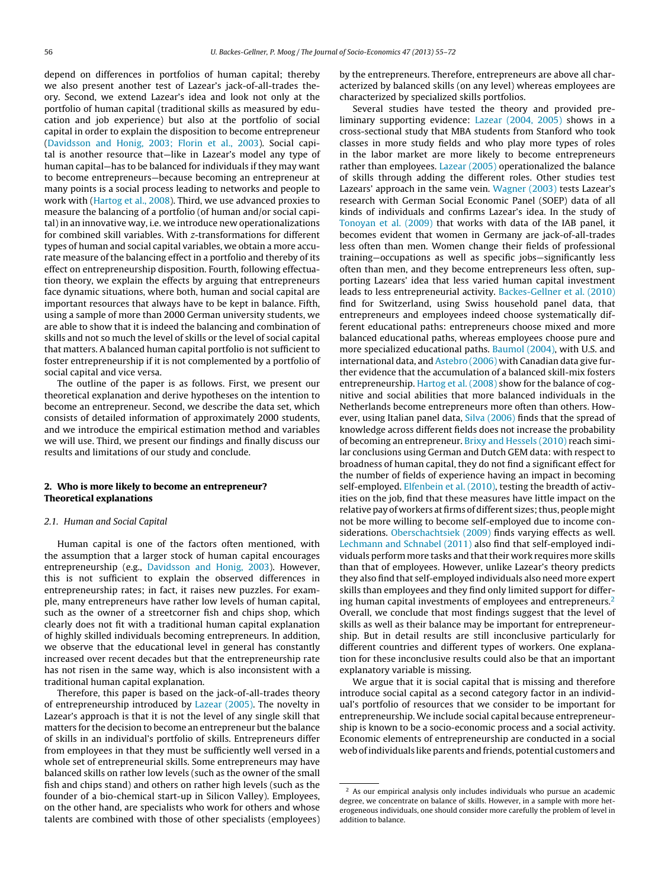depend on differences in portfolios of human capital; thereby we also present another test of Lazear's jack-of-all-trades theory. Second, we extend Lazear's idea and look not only at the portfolio of human capital (traditional skills as measured by education and job experience) but also at the portfolio of social capital in order to explain the disposition to become entrepreneur (Davidsson and Honig, 2003; Florin et al., 2003). Social capital is another resource that—like in Lazear's model any type of human capital—has to be balanced for individuals if they may want to become entrepreneurs—because becoming an entrepreneur at many points is a social process leading to networks and people to work with (Hartog et al., 2008). Third, we use advanced proxies to measure the balancing of a portfolio (of human and/or social capital) in an innovative way, i.e. we introduce new operationalizations for combined skill variables. With $z$-transformations for different types of human and social capital variables, we obtain a more accurate measure of the balancing effect in a portfolio and thereby of its effect on entrepreneurship disposition. Fourth, following effectuation theory, we explain the effects by arguing that entrepreneurs face dynamic situations, where both, human and social capital are important resources that always have to be kept in balance. Fifth, using a sample of more than 2000 German university students, we are able to show that it is indeed the balancing and combination of skills and not so much the level of skills or the level of social capital that matters. A balanced human capital portfolio is not sufficient to foster entrepreneurship if it is not complemented by a portfolio of social capital and vice versa.

The outline of the paper is as follows. First, we present our theoretical explanation and derive hypotheses on the intention to become an entrepreneur. Second, we describe the data set, which consists of detailed information of approximately 2000 students, and we introduce the empirical estimation method and variables we will use. Third, we present our findings and finally discuss our results and limitations of our study and conclude.

## 2. Who is more likely to become an entrepreneur? Theoretical explanations

### 2.1. Human and Social Capital

Human capital is one of the factors often mentioned, with the assumption that a larger stock of human capital encourages entrepreneurship (e.g., Davidsson and Honig, 2003). However, this is not sufficient to explain the observed differences in entrepreneurship rates; in fact, it raises new puzzles. For example, many entrepreneurs have rather low levels of human capital, such as the owner of a streetcorner fish and chips shop, which clearly does not fit with a traditional human capital explanation of highly skilled individuals becoming entrepreneurs. In addition, we observe that the educational level in general has constantly increased over recent decades but that the entrepreneurship rate has not risen in the same way, which is also inconsistent with a traditional human capital explanation.

Therefore, this paper is based on the jack-of-all-trades theory of entrepreneurship introduced by Lazear (2005). The novelty in Lazear's approach is that it is not the level of any single skill that matters for the decision to become an entrepreneur but the balance of skills in an individual's portfolio of skills. Entrepreneurs differ from employees in that they must be sufficiently well versed in a whole set of entrepreneurial skills. Some entrepreneurs may have balanced skills on rather low levels (such as the owner of the small fish and chips stand) and others on rather high levels (such as the founder of a bio-chemical start-up in Silicon Valley). Employees, on the other hand, are specialists who work for others and whose talents are combined with those of other specialists (employees) by the entrepreneurs. Therefore, entrepreneurs are above all characterized by balanced skills (on any level) whereas employees are characterized by specialized skills portfolios.

Several studies have tested the theory and provided preliminary supporting evidence: Lazear (2004, 2005) shows in a cross-sectional study that MBA students from Stanford who took classes in more study fields and who play more types of roles in the labor market are more likely to become entrepreneurs rather than employees. Lazear (2005) operationalized the balance of skills through adding the different roles. Other studies test Lazears' approach in the same vein. Wagner (2003) tests Lazear's research with German Social Economic Panel (SOEP) data of all kinds of individuals and confirms Lazear's idea. In the study of Tonoyan et al. (2009) that works with data of the IAB panel, it becomes evident that women in Germany are jack-of-all-trades less often than men. Women change their fields of professional training—occupations as well as specific jobs—significantly less often than men, and they become entrepreneurs less often, supporting Lazears' idea that less varied human capital investment leads to less entrepreneurial activity. Backes-Gellner et al. (2010) find for Switzerland, using Swiss household panel data, that entrepreneurs and employees indeed choose systematically different educational paths: entrepreneurs choose mixed and more balanced educational paths, whereas employees choose pure and more specialized educational paths. Baumol (2004), with U.S. and international data, and Astebro (2006) with Canadian data give further evidence that the accumulation of a balanced skill-mix fosters entrepreneurship. Hartog et al. (2008) show for the balance of cognitive and social abilities that more balanced individuals in the Netherlands become entrepreneurs more often than others. However, using Italian panel data, Silva (2006) finds that the spread of knowledge across different fields does not increase the probability of becoming an entrepreneur. Brixy and Hessels (2010) reach similar conclusions using German and Dutch GEM data: with respect to broadness of human capital, they do not find a significant effect for the number of fields of experience having an impact in becoming self-employed. Elfenbein et al. (2010), testing the breadth of activities on the job, find that these measures have little impact on the relative pay of workers at firms of different sizes; thus, people might not be more willing to become self-employed due to income considerations. Oberschachtsiek (2009) finds varying effects as well. Lechmann and Schnabel (2011) also find that self-employed individuals perform more tasks and that their work requires more skills than that of employees. However, unlike Lazear's theory predicts they also find that self-employed individuals also need more expert skills than employees and they find only limited support for differing human capital investments of employees and entrepreneurs.[2] Overall, we conclude that most findings suggest that the level of skills as well as their balance may be important for entrepreneurship. But in detail results are still inconclusive particularly for different countries and different types of workers. One explanation for these inconclusive results could also be that an important explanatory variable is missing.

We argue that it is social capital that is missing and therefore introduce social capital as a second category factor in an individual's portfolio of resources that we consider to be important for entrepreneurship. We include social capital because entrepreneurship is known to be a socio-economic process and a social activity. Economic elements of entrepreneurship are conducted in a social web of individuals like parents and friends, potential customers and

[2] As our empirical analysis only includes individuals who pursue an academic degree, we concentrate on balance of skills. However, in a sample with more heterogeneous individuals, one should consider more carefully the problem of level in addition to balance.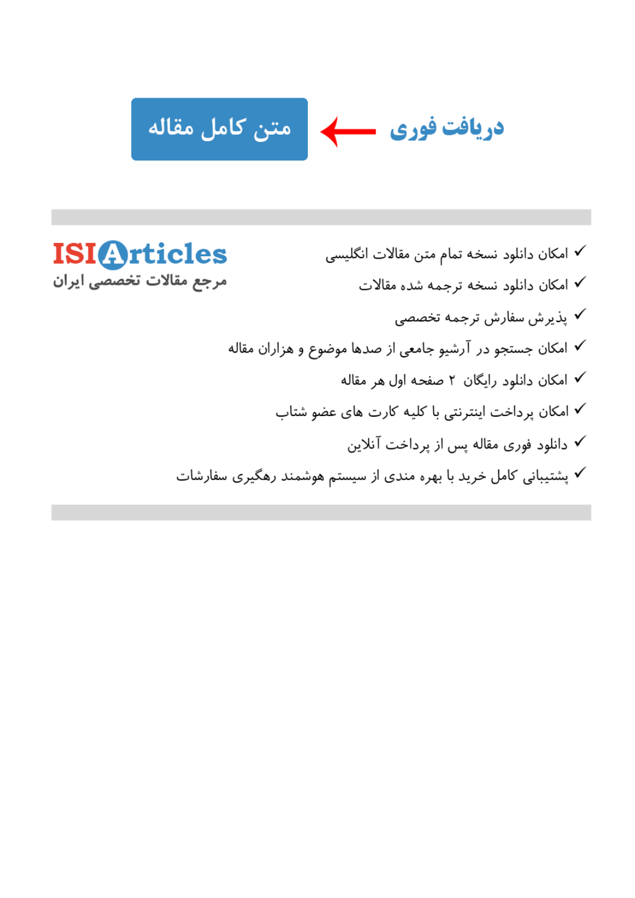**دریافت فوری ← متن کامل مقاله**

**ISIArticles**
مرجع مقالات تخصصی ایران

- ✓ امکان دانلود نسخه تمام متن مقالات انگلیسی
- ✓ امکان دانلود نسخه ترجمه شده مقالات
- ✓ پذیرش سفارش ترجمه تخصصی
- ✓ امکان جستجو در آرشیو جامعی از صدها موضوع و هزاران مقاله
- ✓ امکان دانلود رایگان ۲ صفحه اول هر مقاله
- ✓ امکان پرداخت اینترنتی با کلیه کارت های عضو شتاب
- ✓ دانلود فوری مقاله پس از پرداخت آنلاین
- ✓ پشتیبانی کامل خرید با بهره مندی از سیستم هوشمند رهگیری سفارشات